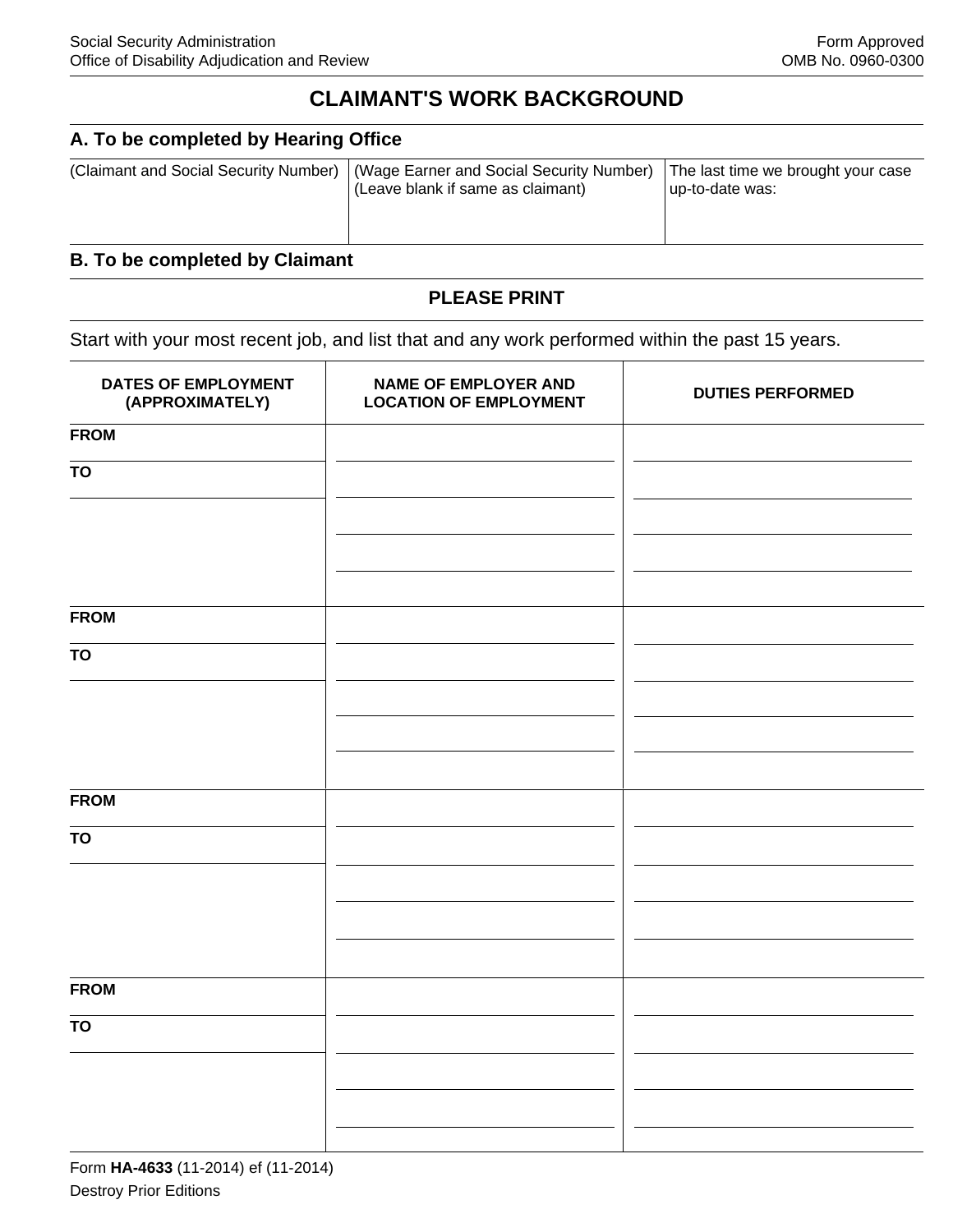Social Security Administration
Office of Disability Adjudication and Review

Form Approved
OMB No. 0960-0300

# CLAIMANT'S WORK BACKGROUND

## A. To be completed by Hearing Office

| (Claimant and Social Security Number) | (Wage Earner and Social Security Number) (Leave blank if same as claimant) | The last time we brought your case up-to-date was: |
|---|---|---|
| | | |

## B. To be completed by Claimant

**PLEASE PRINT**

Start with your most recent job, and list that and any work performed within the past 15 years.

| DATES OF EMPLOYMENT (APPROXIMATELY) | NAME OF EMPLOYER AND LOCATION OF EMPLOYMENT | DUTIES PERFORMED |
|---|---|---|
| FROM<br>TO | | |
| FROM<br>TO | | |
| FROM<br>TO | | |
| FROM<br>TO | | |

Form **HA-4633** (11-2014) ef (11-2014)
Destroy Prior Editions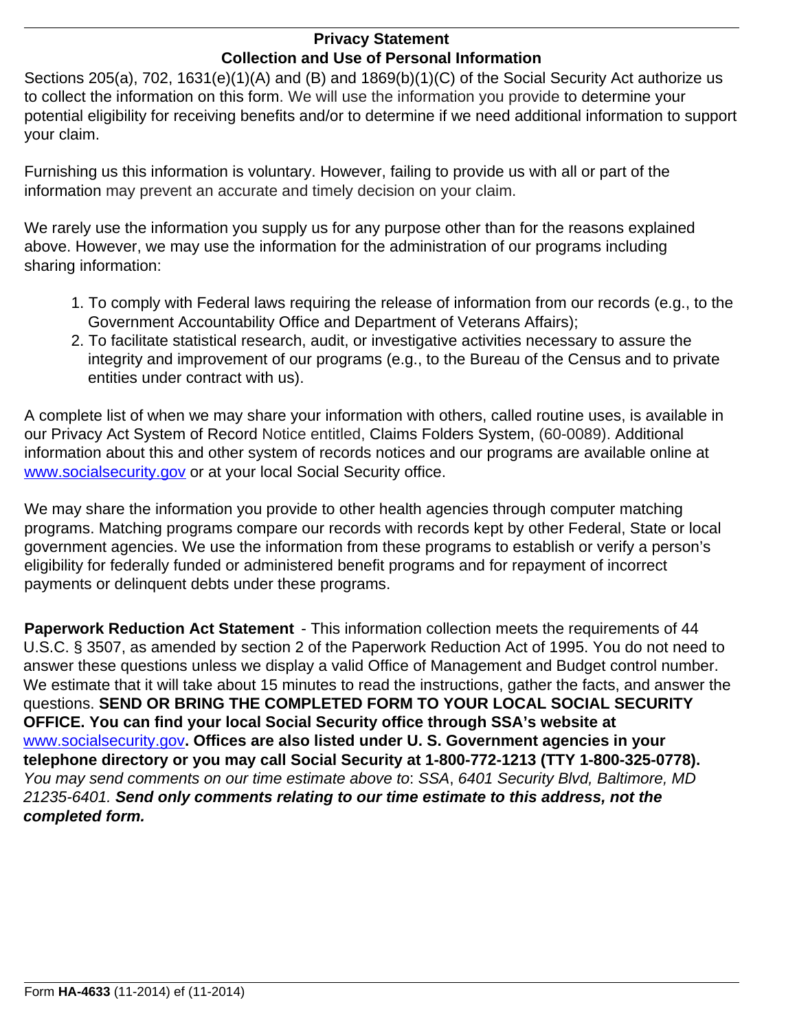## Privacy Statement
## Collection and Use of Personal Information

Sections 205(a), 702, 1631(e)(1)(A) and (B) and 1869(b)(1)(C) of the Social Security Act authorize us to collect the information on this form. We will use the information you provide to determine your potential eligibility for receiving benefits and/or to determine if we need additional information to support your claim.

Furnishing us this information is voluntary. However, failing to provide us with all or part of the information may prevent an accurate and timely decision on your claim.

We rarely use the information you supply us for any purpose other than for the reasons explained above. However, we may use the information for the administration of our programs including sharing information:

1. To comply with Federal laws requiring the release of information from our records (e.g., to the Government Accountability Office and Department of Veterans Affairs);
2. To facilitate statistical research, audit, or investigative activities necessary to assure the integrity and improvement of our programs (e.g., to the Bureau of the Census and to private entities under contract with us).

A complete list of when we may share your information with others, called routine uses, is available in our Privacy Act System of Record Notice entitled, Claims Folders System, (60-0089). Additional information about this and other system of records notices and our programs are available online at www.socialsecurity.gov or at your local Social Security office.

We may share the information you provide to other health agencies through computer matching programs. Matching programs compare our records with records kept by other Federal, State or local government agencies. We use the information from these programs to establish or verify a person's eligibility for federally funded or administered benefit programs and for repayment of incorrect payments or delinquent debts under these programs.

**Paperwork Reduction Act Statement** - This information collection meets the requirements of 44 U.S.C. § 3507, as amended by section 2 of the Paperwork Reduction Act of 1995. You do not need to answer these questions unless we display a valid Office of Management and Budget control number. We estimate that it will take about 15 minutes to read the instructions, gather the facts, and answer the questions. **SEND OR BRING THE COMPLETED FORM TO YOUR LOCAL SOCIAL SECURITY OFFICE. You can find your local Social Security office through SSA's website at** www.socialsecurity.gov**. Offices are also listed under U. S. Government agencies in your telephone directory or you may call Social Security at 1-800-772-1213 (TTY 1-800-325-0778).** *You may send comments on our time estimate above to*: *SSA*, *6401 Security Blvd, Baltimore, MD 21235-6401.* ***Send only comments relating to our time estimate to this address, not the completed form.***

Form **HA-4633** (11-2014) ef (11-2014)